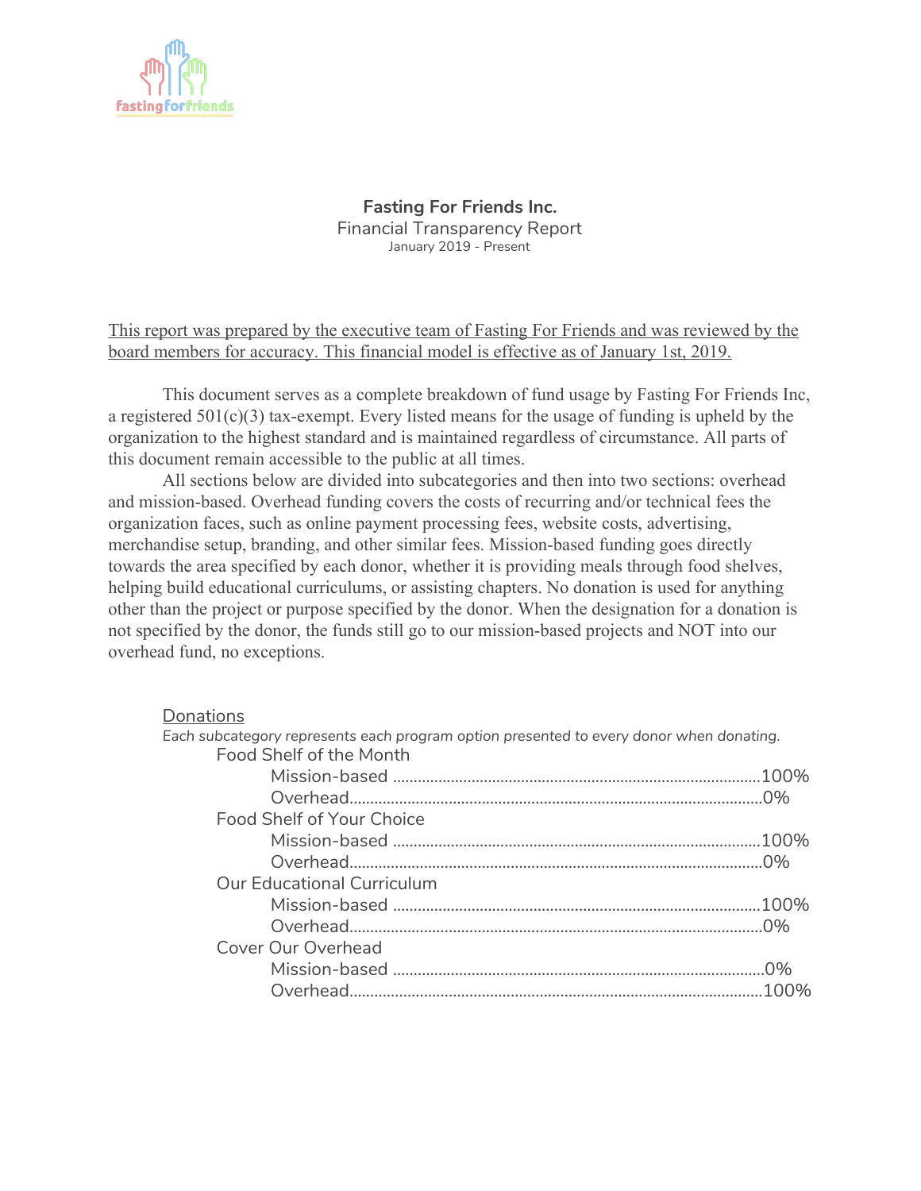**Fasting For Friends Inc.**
Financial Transparency Report
January 2019 - Present

<u>This report was prepared by the executive team of Fasting For Friends and was reviewed by the board members for accuracy. This financial model is effective as of January 1st, 2019.</u>

This document serves as a complete breakdown of fund usage by Fasting For Friends Inc, a registered 501(c)(3) tax-exempt. Every listed means for the usage of funding is upheld by the organization to the highest standard and is maintained regardless of circumstance. All parts of this document remain accessible to the public at all times.

All sections below are divided into subcategories and then into two sections: overhead and mission-based. Overhead funding covers the costs of recurring and/or technical fees the organization faces, such as online payment processing fees, website costs, advertising, merchandise setup, branding, and other similar fees. Mission-based funding goes directly towards the area specified by each donor, whether it is providing meals through food shelves, helping build educational curriculums, or assisting chapters. No donation is used for anything other than the project or purpose specified by the donor. When the designation for a donation is not specified by the donor, the funds still go to our mission-based projects and NOT into our overhead fund, no exceptions.

<u>Donations</u>

*Each subcategory represents each program option presented to every donor when donating.*

- Food Shelf of the Month
  - Mission-based ........................................ 100%
  - Overhead ........................................ 0%
- Food Shelf of Your Choice
  - Mission-based ........................................ 100%
  - Overhead ........................................ 0%
- Our Educational Curriculum
  - Mission-based ........................................ 100%
  - Overhead ........................................ 0%
- Cover Our Overhead
  - Mission-based ........................................ 0%
  - Overhead ........................................ 100%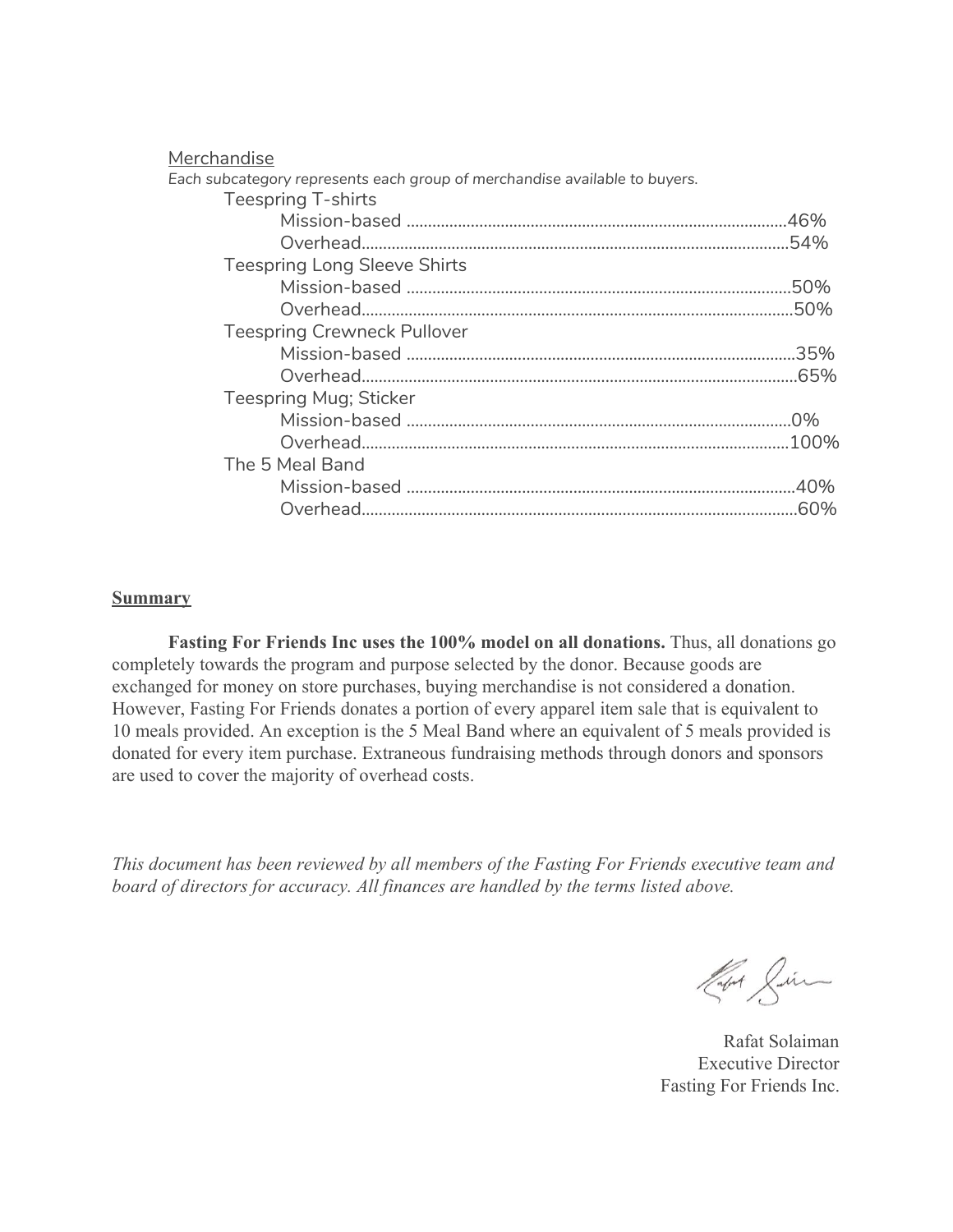<u>Merchandise</u>

*Each subcategory represents each group of merchandise available to buyers.*

- Teespring T-shirts
  - Mission-based ........................................................................................46%
  - Overhead..................................................................................................54%
- Teespring Long Sleeve Shirts
  - Mission-based ........................................................................................50%
  - Overhead..................................................................................................50%
- Teespring Crewneck Pullover
  - Mission-based ........................................................................................35%
  - Overhead..................................................................................................65%
- Teespring Mug; Sticker
  - Mission-based ........................................................................................0%
  - Overhead..................................................................................................100%
- The 5 Meal Band
  - Mission-based ........................................................................................40%
  - Overhead..................................................................................................60%

## **<u>Summary</u>**

**Fasting For Friends Inc uses the 100% model on all donations.** Thus, all donations go completely towards the program and purpose selected by the donor. Because goods are exchanged for money on store purchases, buying merchandise is not considered a donation. However, Fasting For Friends donates a portion of every apparel item sale that is equivalent to 10 meals provided. An exception is the 5 Meal Band where an equivalent of 5 meals provided is donated for every item purchase. Extraneous fundraising methods through donors and sponsors are used to cover the majority of overhead costs.

*This document has been reviewed by all members of the Fasting For Friends executive team and board of directors for accuracy. All finances are handled by the terms listed above.*

Rafat Solaiman
Executive Director
Fasting For Friends Inc.